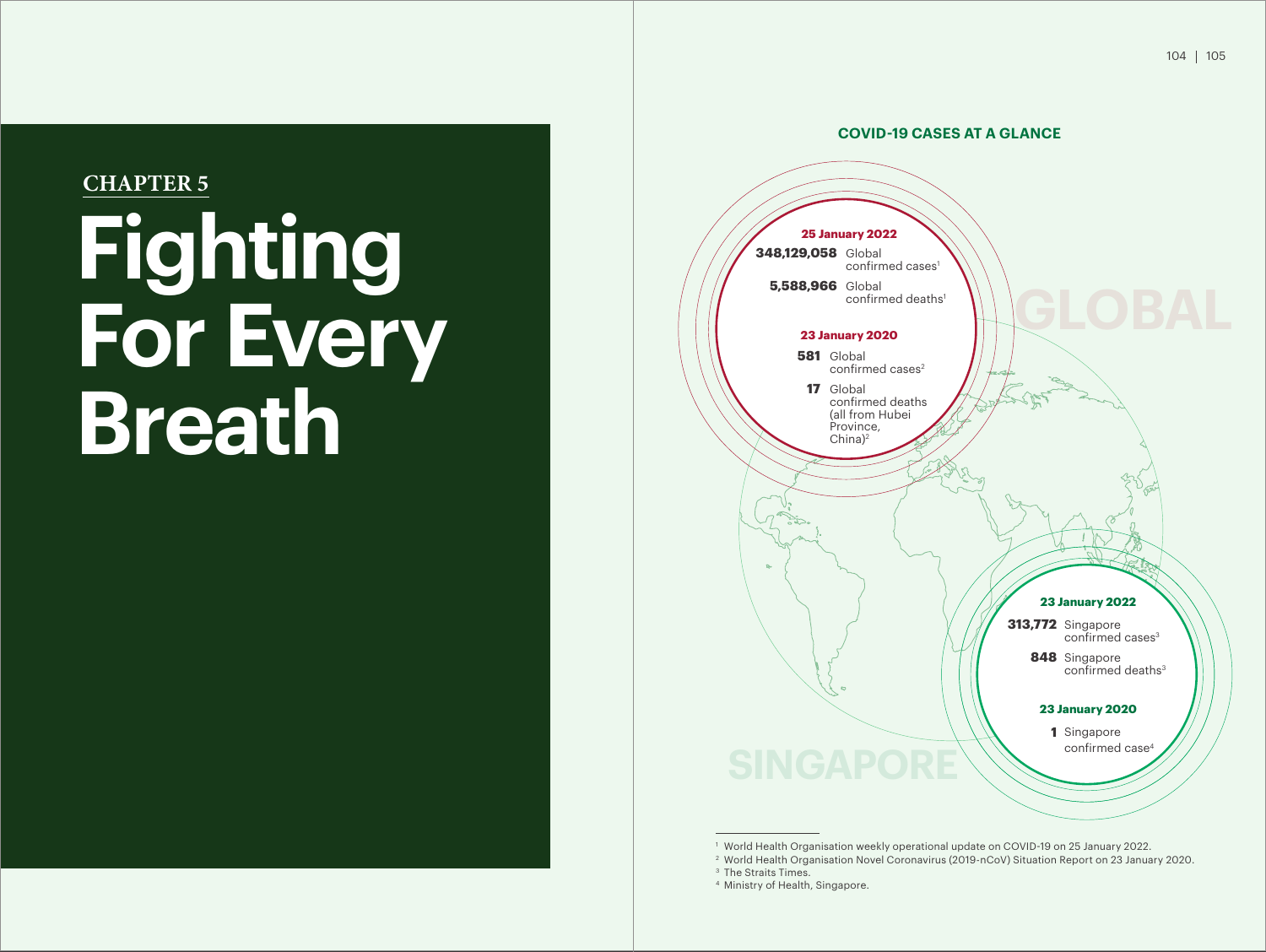CHAPTER 5

# Fighting For Every Breath

## COVID-19 CASES AT A GLANCE

GLOBAL

**25 January 2022**

**348,129,058** Global confirmed cases[1]

**5,588,966** Global confirmed deaths[1]

**23 January 2020**

**581** Global confirmed cases[2]

**17** Global confirmed deaths (all from Hubei Province, China)[2]

SINGAPORE

**23 January 2022**

**313,772** Singapore confirmed cases[3]

**848** Singapore confirmed deaths[3]

**23 January 2020**

**1** Singapore confirmed case[4]

[1] World Health Organisation weekly operational update on COVID-19 on 25 January 2022.

[2] World Health Organisation Novel Coronavirus (2019-nCoV) Situation Report on 23 January 2020.

[3] The Straits Times.

[4] Ministry of Health, Singapore.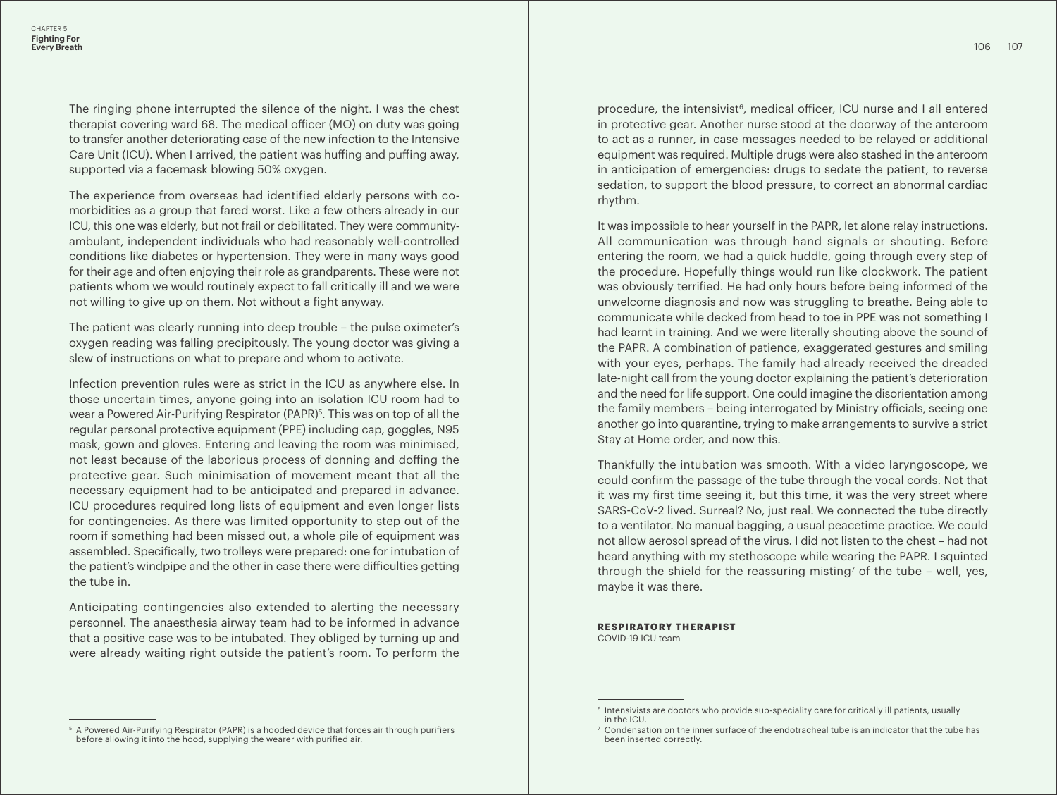The ringing phone interrupted the silence of the night. I was the chest therapist covering ward 68. The medical officer (MO) on duty was going to transfer another deteriorating case of the new infection to the Intensive Care Unit (ICU). When I arrived, the patient was huffing and puffing away, supported via a facemask blowing 50% oxygen.

The experience from overseas had identified elderly persons with co-morbidities as a group that fared worst. Like a few others already in our ICU, this one was elderly, but not frail or debilitated. They were community-ambulant, independent individuals who had reasonably well-controlled conditions like diabetes or hypertension. They were in many ways good for their age and often enjoying their role as grandparents. These were not patients whom we would routinely expect to fall critically ill and we were not willing to give up on them. Not without a fight anyway.

The patient was clearly running into deep trouble – the pulse oximeter's oxygen reading was falling precipitously. The young doctor was giving a slew of instructions on what to prepare and whom to activate.

Infection prevention rules were as strict in the ICU as anywhere else. In those uncertain times, anyone going into an isolation ICU room had to wear a Powered Air-Purifying Respirator (PAPR)[5]. This was on top of all the regular personal protective equipment (PPE) including cap, goggles, N95 mask, gown and gloves. Entering and leaving the room was minimised, not least because of the laborious process of donning and doffing the protective gear. Such minimisation of movement meant that all the necessary equipment had to be anticipated and prepared in advance. ICU procedures required long lists of equipment and even longer lists for contingencies. As there was limited opportunity to step out of the room if something had been missed out, a whole pile of equipment was assembled. Specifically, two trolleys were prepared: one for intubation of the patient's windpipe and the other in case there were difficulties getting the tube in.

Anticipating contingencies also extended to alerting the necessary personnel. The anaesthesia airway team had to be informed in advance that a positive case was to be intubated. They obliged by turning up and were already waiting right outside the patient's room. To perform the procedure, the intensivist[6], medical officer, ICU nurse and I all entered in protective gear. Another nurse stood at the doorway of the anteroom to act as a runner, in case messages needed to be relayed or additional equipment was required. Multiple drugs were also stashed in the anteroom in anticipation of emergencies: drugs to sedate the patient, to reverse sedation, to support the blood pressure, to correct an abnormal cardiac rhythm.

It was impossible to hear yourself in the PAPR, let alone relay instructions. All communication was through hand signals or shouting. Before entering the room, we had a quick huddle, going through every step of the procedure. Hopefully things would run like clockwork. The patient was obviously terrified. He had only hours before being informed of the unwelcome diagnosis and now was struggling to breathe. Being able to communicate while decked from head to toe in PPE was not something I had learnt in training. And we were literally shouting above the sound of the PAPR. A combination of patience, exaggerated gestures and smiling with your eyes, perhaps. The family had already received the dreaded late-night call from the young doctor explaining the patient's deterioration and the need for life support. One could imagine the disorientation among the family members – being interrogated by Ministry officials, seeing one another go into quarantine, trying to make arrangements to survive a strict Stay at Home order, and now this.

Thankfully the intubation was smooth. With a video laryngoscope, we could confirm the passage of the tube through the vocal cords. Not that it was my first time seeing it, but this time, it was the very street where SARS-CoV-2 lived. Surreal? No, just real. We connected the tube directly to a ventilator. No manual bagging, a usual peacetime practice. We could not allow aerosol spread of the virus. I did not listen to the chest – had not heard anything with my stethoscope while wearing the PAPR. I squinted through the shield for the reassuring misting[7] of the tube – well, yes, maybe it was there.

**RESPIRATORY THERAPIST**
COVID-19 ICU team

---

[5] A Powered Air-Purifying Respirator (PAPR) is a hooded device that forces air through purifiers before allowing it into the hood, supplying the wearer with purified air.

[6] Intensivists are doctors who provide sub-speciality care for critically ill patients, usually in the ICU.

[7] Condensation on the inner surface of the endotracheal tube is an indicator that the tube has been inserted correctly.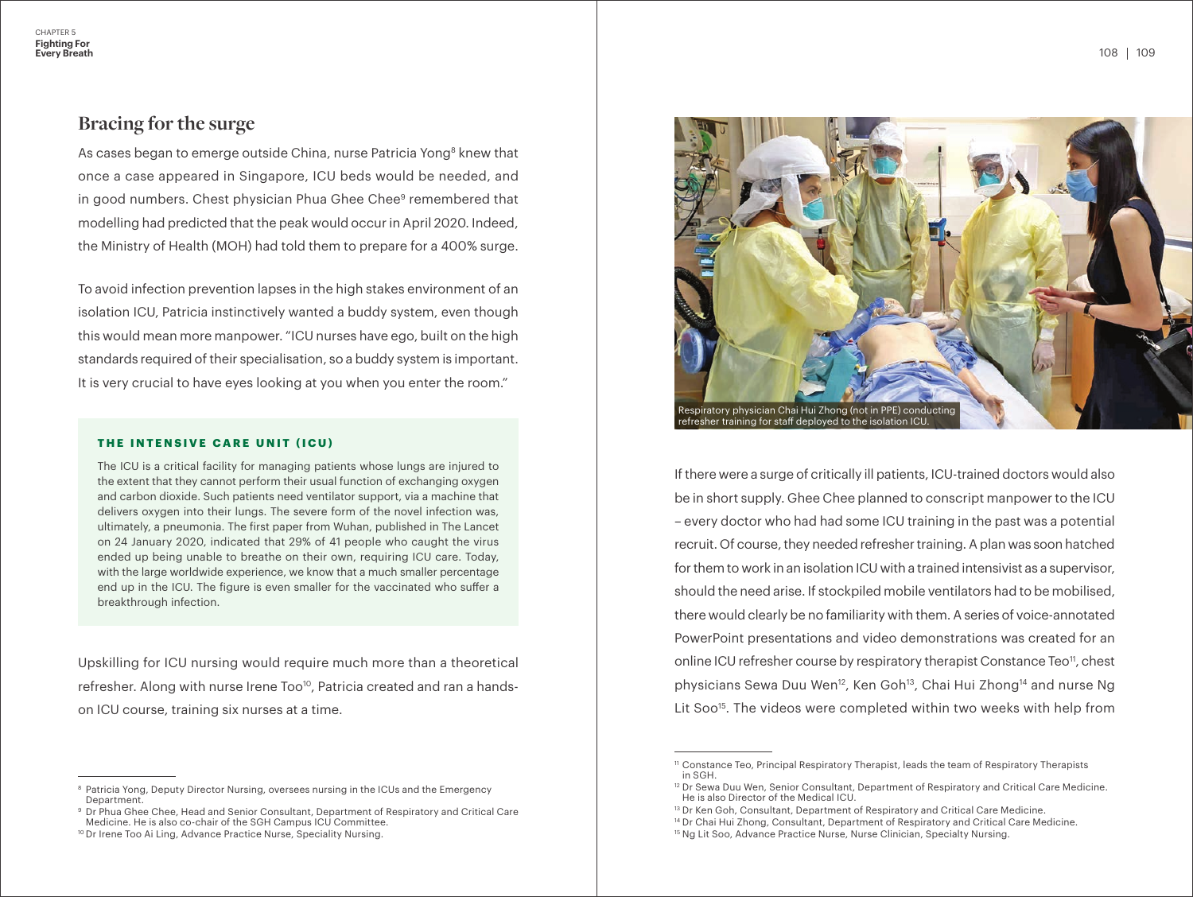## Bracing for the surge

As cases began to emerge outside China, nurse Patricia Yong[8] knew that once a case appeared in Singapore, ICU beds would be needed, and in good numbers. Chest physician Phua Ghee Chee[9] remembered that modelling had predicted that the peak would occur in April 2020. Indeed, the Ministry of Health (MOH) had told them to prepare for a 400% surge.

To avoid infection prevention lapses in the high stakes environment of an isolation ICU, Patricia instinctively wanted a buddy system, even though this would mean more manpower. "ICU nurses have ego, built on the high standards required of their specialisation, so a buddy system is important. It is very crucial to have eyes looking at you when you enter the room."

**THE INTENSIVE CARE UNIT (ICU)**

The ICU is a critical facility for managing patients whose lungs are injured to the extent that they cannot perform their usual function of exchanging oxygen and carbon dioxide. Such patients need ventilator support, via a machine that delivers oxygen into their lungs. The severe form of the novel infection was, ultimately, a pneumonia. The first paper from Wuhan, published in The Lancet on 24 January 2020, indicated that 29% of 41 people who caught the virus ended up being unable to breathe on their own, requiring ICU care. Today, with the large worldwide experience, we know that a much smaller percentage end up in the ICU. The figure is even smaller for the vaccinated who suffer a breakthrough infection.

Upskilling for ICU nursing would require much more than a theoretical refresher. Along with nurse Irene Too[10], Patricia created and ran a hands-on ICU course, training six nurses at a time.

Respiratory physician Chai Hui Zhong (not in PPE) conducting refresher training for staff deployed to the isolation ICU.

If there were a surge of critically ill patients, ICU-trained doctors would also be in short supply. Ghee Chee planned to conscript manpower to the ICU – every doctor who had had some ICU training in the past was a potential recruit. Of course, they needed refresher training. A plan was soon hatched for them to work in an isolation ICU with a trained intensivist as a supervisor, should the need arise. If stockpiled mobile ventilators had to be mobilised, there would clearly be no familiarity with them. A series of voice-annotated PowerPoint presentations and video demonstrations was created for an online ICU refresher course by respiratory therapist Constance Teo[11], chest physicians Sewa Duu Wen[12], Ken Goh[13], Chai Hui Zhong[14] and nurse Ng Lit Soo[15]. The videos were completed within two weeks with help from

[8] Patricia Yong, Deputy Director Nursing, oversees nursing in the ICUs and the Emergency Department.

[9] Dr Phua Ghee Chee, Head and Senior Consultant, Department of Respiratory and Critical Care Medicine. He is also co-chair of the SGH Campus ICU Committee.

[10] Dr Irene Too Ai Ling, Advance Practice Nurse, Speciality Nursing.

[11] Constance Teo, Principal Respiratory Therapist, leads the team of Respiratory Therapists in SGH.

[12] Dr Sewa Duu Wen, Senior Consultant, Department of Respiratory and Critical Care Medicine. He is also Director of the Medical ICU.

[13] Dr Ken Goh, Consultant, Department of Respiratory and Critical Care Medicine.

[14] Dr Chai Hui Zhong, Consultant, Department of Respiratory and Critical Care Medicine.

[15] Ng Lit Soo, Advance Practice Nurse, Nurse Clinician, Specialty Nursing.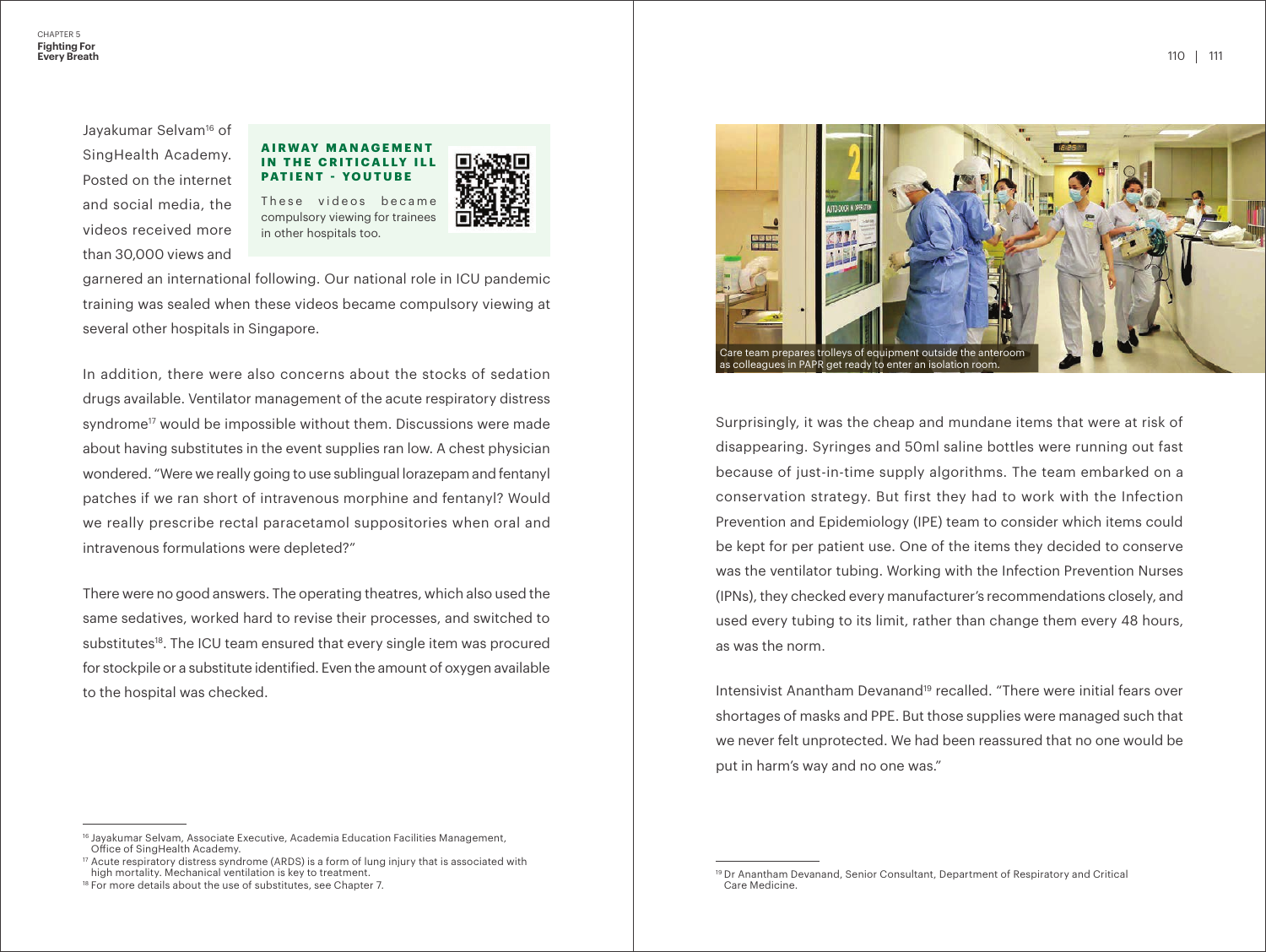Jayakumar Selvam[16] of SingHealth Academy. Posted on the internet and social media, the videos received more than 30,000 views and garnered an international following. Our national role in ICU pandemic training was sealed when these videos became compulsory viewing at several other hospitals in Singapore.

**AIRWAY MANAGEMENT IN THE CRITICALLY ILL PATIENT - YOUTUBE**

These videos became compulsory viewing for trainees in other hospitals too.

In addition, there were also concerns about the stocks of sedation drugs available. Ventilator management of the acute respiratory distress syndrome[17] would be impossible without them. Discussions were made about having substitutes in the event supplies ran low. A chest physician wondered. "Were we really going to use sublingual lorazepam and fentanyl patches if we ran short of intravenous morphine and fentanyl? Would we really prescribe rectal paracetamol suppositories when oral and intravenous formulations were depleted?"

There were no good answers. The operating theatres, which also used the same sedatives, worked hard to revise their processes, and switched to substitutes[18]. The ICU team ensured that every single item was procured for stockpile or a substitute identified. Even the amount of oxygen available to the hospital was checked.

Care team prepares trolleys of equipment outside the anteroom as colleagues in PAPR get ready to enter an isolation room.

Surprisingly, it was the cheap and mundane items that were at risk of disappearing. Syringes and 50ml saline bottles were running out fast because of just-in-time supply algorithms. The team embarked on a conservation strategy. But first they had to work with the Infection Prevention and Epidemiology (IPE) team to consider which items could be kept for per patient use. One of the items they decided to conserve was the ventilator tubing. Working with the Infection Prevention Nurses (IPNs), they checked every manufacturer's recommendations closely, and used every tubing to its limit, rather than change them every 48 hours, as was the norm.

Intensivist Anantham Devanand[19] recalled. "There were initial fears over shortages of masks and PPE. But those supplies were managed such that we never felt unprotected. We had been reassured that no one would be put in harm's way and no one was."

---

[16] Jayakumar Selvam, Associate Executive, Academia Education Facilities Management, Office of SingHealth Academy.

[17] Acute respiratory distress syndrome (ARDS) is a form of lung injury that is associated with high mortality. Mechanical ventilation is key to treatment.

[18] For more details about the use of substitutes, see Chapter 7.

[19] Dr Anantham Devanand, Senior Consultant, Department of Respiratory and Critical Care Medicine.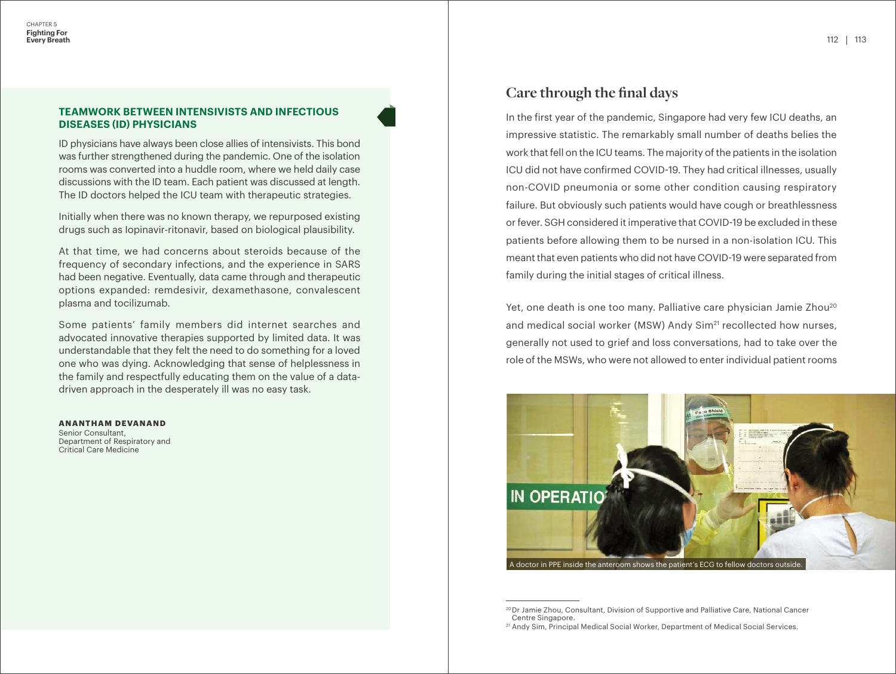### TEAMWORK BETWEEN INTENSIVISTS AND INFECTIOUS DISEASES (ID) PHYSICIANS

ID physicians have always been close allies of intensivists. This bond was further strengthened during the pandemic. One of the isolation rooms was converted into a huddle room, where we held daily case discussions with the ID team. Each patient was discussed at length. The ID doctors helped the ICU team with therapeutic strategies.

Initially when there was no known therapy, we repurposed existing drugs such as lopinavir-ritonavir, based on biological plausibility.

At that time, we had concerns about steroids because of the frequency of secondary infections, and the experience in SARS had been negative. Eventually, data came through and therapeutic options expanded: remdesivir, dexamethasone, convalescent plasma and tocilizumab.

Some patients' family members did internet searches and advocated innovative therapies supported by limited data. It was understandable that they felt the need to do something for a loved one who was dying. Acknowledging that sense of helplessness in the family and respectfully educating them on the value of a data-driven approach in the desperately ill was no easy task.

**ANANTHAM DEVANAND**
Senior Consultant,
Department of Respiratory and Critical Care Medicine

## Care through the final days

In the first year of the pandemic, Singapore had very few ICU deaths, an impressive statistic. The remarkably small number of deaths belies the work that fell on the ICU teams. The majority of the patients in the isolation ICU did not have confirmed COVID-19. They had critical illnesses, usually non-COVID pneumonia or some other condition causing respiratory failure. But obviously such patients would have cough or breathlessness or fever. SGH considered it imperative that COVID-19 be excluded in these patients before allowing them to be nursed in a non-isolation ICU. This meant that even patients who did not have COVID-19 were separated from family during the initial stages of critical illness.

Yet, one death is one too many. Palliative care physician Jamie Zhou[20] and medical social worker (MSW) Andy Sim[21] recollected how nurses, generally not used to grief and loss conversations, had to take over the role of the MSWs, who were not allowed to enter individual patient rooms

A doctor in PPE inside the anteroom shows the patient's ECG to fellow doctors outside.

[20] Dr Jamie Zhou, Consultant, Division of Supportive and Palliative Care, National Cancer Centre Singapore.

[21] Andy Sim, Principal Medical Social Worker, Department of Medical Social Services.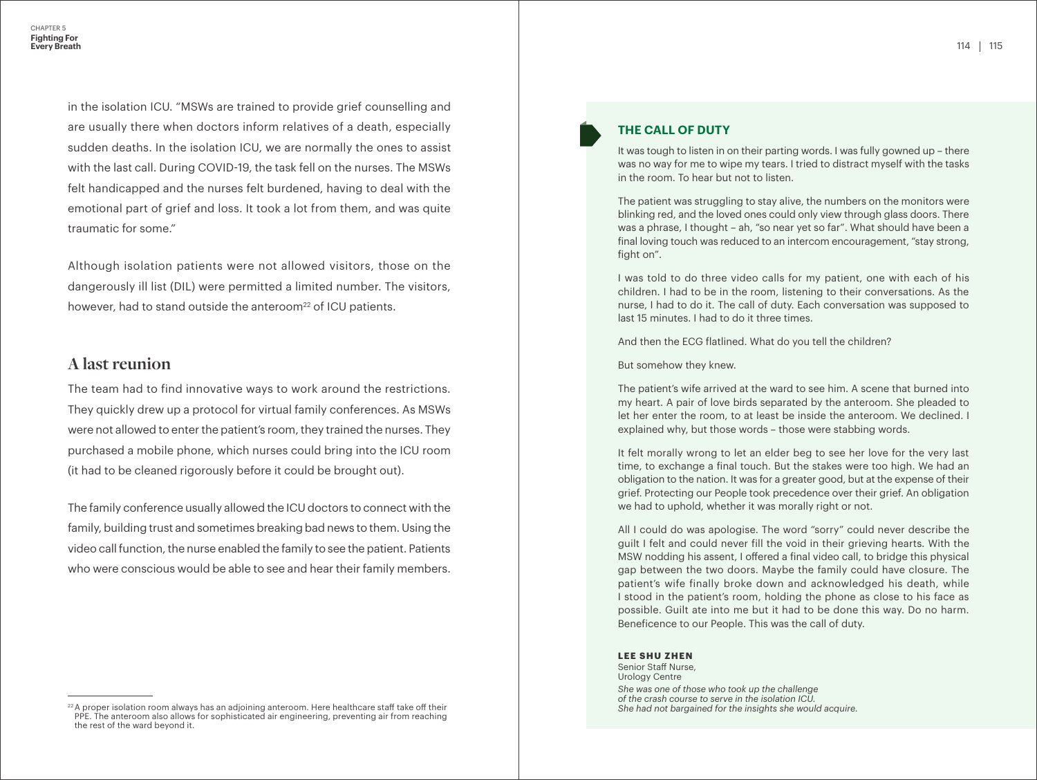in the isolation ICU. "MSWs are trained to provide grief counselling and are usually there when doctors inform relatives of a death, especially sudden deaths. In the isolation ICU, we are normally the ones to assist with the last call. During COVID-19, the task fell on the nurses. The MSWs felt handicapped and the nurses felt burdened, having to deal with the emotional part of grief and loss. It took a lot from them, and was quite traumatic for some."

Although isolation patients were not allowed visitors, those on the dangerously ill list (DIL) were permitted a limited number. The visitors, however, had to stand outside the anteroom[22] of ICU patients.

## A last reunion

The team had to find innovative ways to work around the restrictions. They quickly drew up a protocol for virtual family conferences. As MSWs were not allowed to enter the patient's room, they trained the nurses. They purchased a mobile phone, which nurses could bring into the ICU room (it had to be cleaned rigorously before it could be brought out).

The family conference usually allowed the ICU doctors to connect with the family, building trust and sometimes breaking bad news to them. Using the video call function, the nurse enabled the family to see the patient. Patients who were conscious would be able to see and hear their family members.

[22] A proper isolation room always has an adjoining anteroom. Here healthcare staff take off their PPE. The anteroom also allows for sophisticated air engineering, preventing air from reaching the rest of the ward beyond it.

### THE CALL OF DUTY

It was tough to listen in on their parting words. I was fully gowned up – there was no way for me to wipe my tears. I tried to distract myself with the tasks in the room. To hear but not to listen.

The patient was struggling to stay alive, the numbers on the monitors were blinking red, and the loved ones could only view through glass doors. There was a phrase, I thought – ah, "so near yet so far". What should have been a final loving touch was reduced to an intercom encouragement, "stay strong, fight on".

I was told to do three video calls for my patient, one with each of his children. I had to be in the room, listening to their conversations. As the nurse, I had to do it. The call of duty. Each conversation was supposed to last 15 minutes. I had to do it three times.

And then the ECG flatlined. What do you tell the children?

But somehow they knew.

The patient's wife arrived at the ward to see him. A scene that burned into my heart. A pair of love birds separated by the anteroom. She pleaded to let her enter the room, to at least be inside the anteroom. We declined. I explained why, but those words – those were stabbing words.

It felt morally wrong to let an elder beg to see her love for the very last time, to exchange a final touch. But the stakes were too high. We had an obligation to the nation. It was for a greater good, but at the expense of their grief. Protecting our People took precedence over their grief. An obligation we had to uphold, whether it was morally right or not.

All I could do was apologise. The word "sorry" could never describe the guilt I felt and could never fill the void in their grieving hearts. With the MSW nodding his assent, I offered a final video call, to bridge this physical gap between the two doors. Maybe the family could have closure. The patient's wife finally broke down and acknowledged his death, while I stood in the patient's room, holding the phone as close to his face as possible. Guilt ate into me but it had to be done this way. Do no harm. Beneficence to our People. This was the call of duty.

**LEE SHU ZHEN**
Senior Staff Nurse,
Urology Centre
*She was one of those who took up the challenge of the crash course to serve in the isolation ICU. She had not bargained for the insights she would acquire.*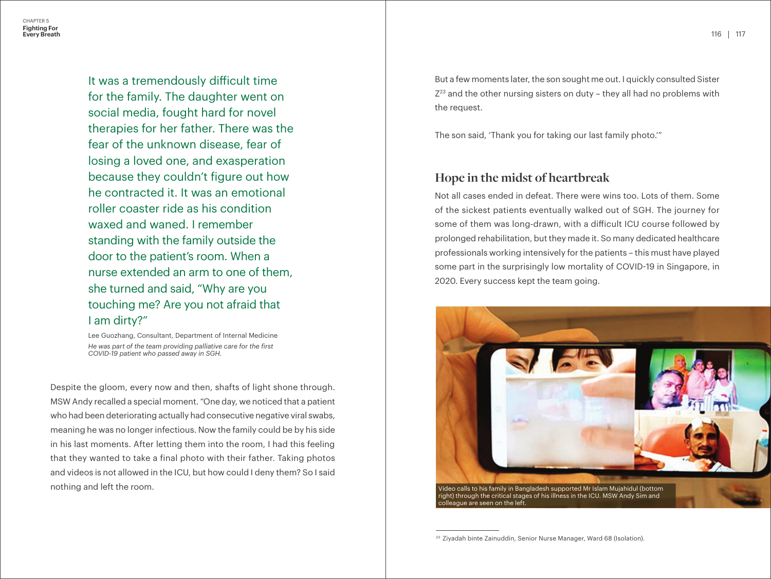It was a tremendously difficult time for the family. The daughter went on social media, fought hard for novel therapies for her father. There was the fear of the unknown disease, fear of losing a loved one, and exasperation because they couldn't figure out how he contracted it. It was an emotional roller coaster ride as his condition waxed and waned. I remember standing with the family outside the door to the patient's room. When a nurse extended an arm to one of them, she turned and said, "Why are you touching me? Are you not afraid that I am dirty?"

Lee Guozhang, Consultant, Department of Internal Medicine
*He was part of the team providing palliative care for the first COVID-19 patient who passed away in SGH.*

Despite the gloom, every now and then, shafts of light shone through. MSW Andy recalled a special moment. "One day, we noticed that a patient who had been deteriorating actually had consecutive negative viral swabs, meaning he was no longer infectious. Now the family could be by his side in his last moments. After letting them into the room, I had this feeling that they wanted to take a final photo with their father. Taking photos and videos is not allowed in the ICU, but how could I deny them? So I said nothing and left the room.

But a few moments later, the son sought me out. I quickly consulted Sister Z[23] and the other nursing sisters on duty – they all had no problems with the request.

The son said, 'Thank you for taking our last family photo.'"

## Hope in the midst of heartbreak

Not all cases ended in defeat. There were wins too. Lots of them. Some of the sickest patients eventually walked out of SGH. The journey for some of them was long-drawn, with a difficult ICU course followed by prolonged rehabilitation, but they made it. So many dedicated healthcare professionals working intensively for the patients – this must have played some part in the surprisingly low mortality of COVID-19 in Singapore, in 2020. Every success kept the team going.

Video calls to his family in Bangladesh supported Mr Islam Mujahidul (bottom right) through the critical stages of his illness in the ICU. MSW Andy Sim and colleague are seen on the left.

[23] Ziyadah binte Zainuddin, Senior Nurse Manager, Ward 68 (Isolation).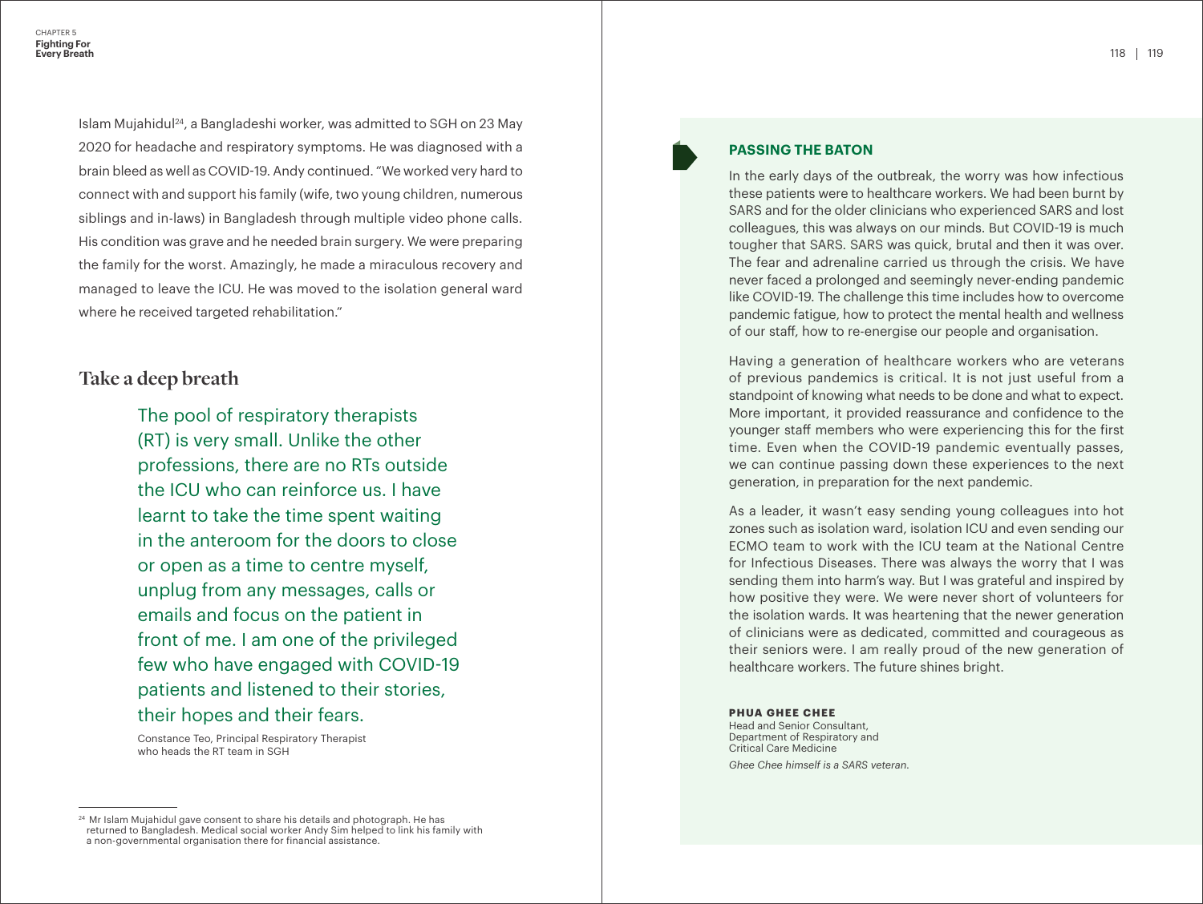Islam Mujahidul[24], a Bangladeshi worker, was admitted to SGH on 23 May 2020 for headache and respiratory symptoms. He was diagnosed with a brain bleed as well as COVID-19. Andy continued. "We worked very hard to connect with and support his family (wife, two young children, numerous siblings and in-laws) in Bangladesh through multiple video phone calls. His condition was grave and he needed brain surgery. We were preparing the family for the worst. Amazingly, he made a miraculous recovery and managed to leave the ICU. He was moved to the isolation general ward where he received targeted rehabilitation."

## Take a deep breath

The pool of respiratory therapists (RT) is very small. Unlike the other professions, there are no RTs outside the ICU who can reinforce us. I have learnt to take the time spent waiting in the anteroom for the doors to close or open as a time to centre myself, unplug from any messages, calls or emails and focus on the patient in front of me. I am one of the privileged few who have engaged with COVID-19 patients and listened to their stories, their hopes and their fears.

Constance Teo, Principal Respiratory Therapist who heads the RT team in SGH

[24] Mr Islam Mujahidul gave consent to share his details and photograph. He has returned to Bangladesh. Medical social worker Andy Sim helped to link his family with a non-governmental organisation there for financial assistance.

### PASSING THE BATON

In the early days of the outbreak, the worry was how infectious these patients were to healthcare workers. We had been burnt by SARS and for the older clinicians who experienced SARS and lost colleagues, this was always on our minds. But COVID-19 is much tougher that SARS. SARS was quick, brutal and then it was over. The fear and adrenaline carried us through the crisis. We have never faced a prolonged and seemingly never-ending pandemic like COVID-19. The challenge this time includes how to overcome pandemic fatigue, how to protect the mental health and wellness of our staff, how to re-energise our people and organisation.

Having a generation of healthcare workers who are veterans of previous pandemics is critical. It is not just useful from a standpoint of knowing what needs to be done and what to expect. More important, it provided reassurance and confidence to the younger staff members who were experiencing this for the first time. Even when the COVID-19 pandemic eventually passes, we can continue passing down these experiences to the next generation, in preparation for the next pandemic.

As a leader, it wasn't easy sending young colleagues into hot zones such as isolation ward, isolation ICU and even sending our ECMO team to work with the ICU team at the National Centre for Infectious Diseases. There was always the worry that I was sending them into harm's way. But I was grateful and inspired by how positive they were. We were never short of volunteers for the isolation wards. It was heartening that the newer generation of clinicians were as dedicated, committed and courageous as their seniors were. I am really proud of the new generation of healthcare workers. The future shines bright.

**PHUA GHEE CHEE**
Head and Senior Consultant,
Department of Respiratory and
Critical Care Medicine

*Ghee Chee himself is a SARS veteran.*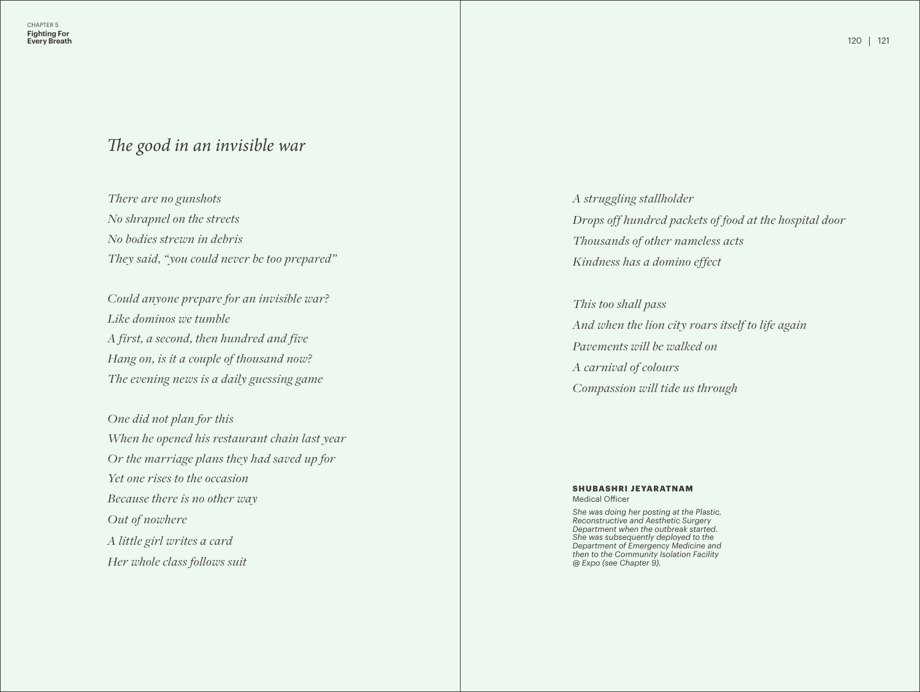## *The good in an invisible war*

*There are no gunshots*
*No shrapnel on the streets*
*No bodies strewn in debris*
*They said, "you could never be too prepared"*

*Could anyone prepare for an invisible war?*
*Like dominos we tumble*
*A first, a second, then hundred and five*
*Hang on, is it a couple of thousand now?*
*The evening news is a daily guessing game*

*One did not plan for this*
*When he opened his restaurant chain last year*
*Or the marriage plans they had saved up for*
*Yet one rises to the occasion*
*Because there is no other way*
*Out of nowhere*
*A little girl writes a card*
*Her whole class follows suit*

*A struggling stallholder*
*Drops off hundred packets of food at the hospital door*
*Thousands of other nameless acts*
*Kindness has a domino effect*

*This too shall pass*
*And when the lion city roars itself to life again*
*Pavements will be walked on*
*A carnival of colours*
*Compassion will tide us through*

**SHUBASHRI JEYARATNAM**
Medical Officer

*She was doing her posting at the Plastic, Reconstructive and Aesthetic Surgery Department when the outbreak started. She was subsequently deployed to the Department of Emergency Medicine and then to the Community Isolation Facility @ Expo (see Chapter 9).*